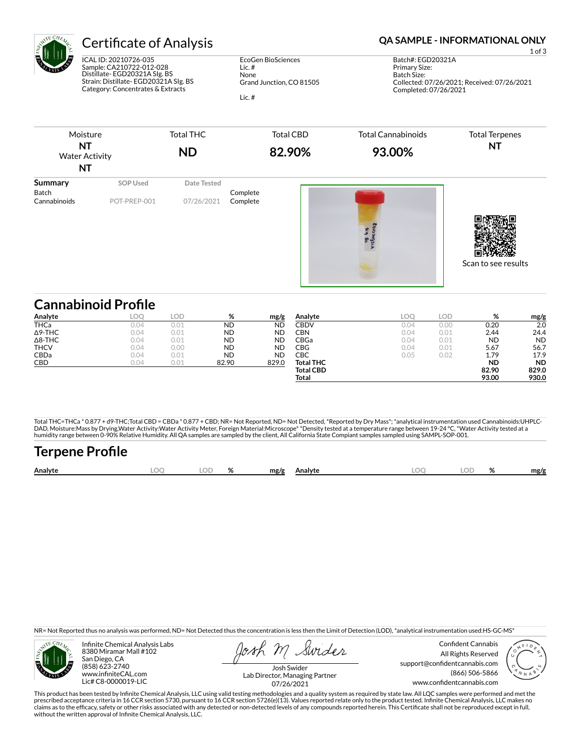# Certificate of Analysis

**QA SAMPLE - INFORMATIONAL ONLY**

ICAL ID: 20210726-035
Sample: CA210722-012-028
Distillate- EGD20321A Slg. BS
Strain: Distillate- EGD20321A Slg. BS
Category: Concentrates & Extracts

EcoGen BioSciences
Lic. #
None
Grand Junction, CO 81505

Lic. #

Batch#: EGD20321A
Primary Size:
Batch Size:
Collected: 07/26/2021; Received: 07/26/2021
Completed: 07/26/2021

| Moisture | Total THC | Total CBD | Total Cannabinoids | Total Terpenes |
|---|---|---|---|---|
| **NT** | **ND** | **82.90%** | **93.00%** | **NT** |
| Water Activity **NT** | | | | |

| Summary | SOP Used | Date Tested | |
|---|---|---|---|
| Batch | | | Complete |
| Cannabinoids | POT-PREP-001 | 07/26/2021 | Complete |

Scan to see results

## Cannabinoid Profile

| Analyte | LOQ | LOD | % | mg/g |
|---|---|---|---|---|
| THCa | 0.04 | 0.01 | ND | ND |
| Δ9-THC | 0.04 | 0.01 | ND | ND |
| Δ8-THC | 0.04 | 0.01 | ND | ND |
| THCV | 0.04 | 0.00 | ND | ND |
| CBDa | 0.04 | 0.01 | ND | ND |
| CBD | 0.04 | 0.01 | 82.90 | 829.0 |
| CBDV | 0.04 | 0.00 | 0.20 | 2.0 |
| CBN | 0.04 | 0.01 | 2.44 | 24.4 |
| CBGa | 0.04 | 0.01 | ND | ND |
| CBG | 0.04 | 0.01 | 5.67 | 56.7 |
| CBC | 0.05 | 0.02 | 1.79 | 17.9 |
| **Total THC** | | | **ND** | **ND** |
| **Total CBD** | | | **82.90** | **829.0** |
| **Total** | | | **93.00** | **930.0** |

Total THC=THCa * 0.877 + d9-THC;Total CBD = CBDa * 0.877 + CBD; NR= Not Reported, ND= Not Detected, *Reported by Dry Mass*; *analytical instrumentation used Cannabinoids:UHPLC-DAD, Moisture:Mass by Drying,Water Activity:Water Activity Meter, Foreign Material:Microscope* *Density tested at a temperature range between 19-24 °C, *Water Activity tested at a humidity range between 0-90% Relative Humidity. All QA samples are sampled by the client, All California State Compiant samples sampled using SAMPL-SOP-001.

## Terpene Profile

| Analyte | LOQ | LOD | % | mg/g | Analyte | LOQ | LOD | % | mg/g |
|---|---|---|---|---|---|---|---|---|---|

NR= Not Reported thus no analysis was performed, ND= Not Detected thus the concentration is less then the Limit of Detection (LOD), *analytical instrumentation used:HS-GC-MS*

Infinite Chemical Analysis Labs
8380 Miramar Mall #102
San Diego, CA
(858) 623-2740
www.infiniteCAL.com
Lic# C8-0000019-LIC

Josh Swider
Lab Director, Managing Partner
07/26/2021

Confident Cannabis
All Rights Reserved
support@confidentcannabis.com
(866) 506-5866
www.confidentcannabis.com

This product has been tested by Infinite Chemical Analysis, LLC using valid testing methodologies and a quality system as required by state law. All LQC samples were performed and met the prescribed acceptance criteria in 16 CCR section 5730, pursuant to 16 CCR section 5726(e)(13). Values reported relate only to the product tested. Infinite Chemical Analysis, LLC makes no claims as to the efficacy, safety or other risks associated with any detected or non-detected levels of any compounds reported herein. This Certificate shall not be reproduced except in full, without the written approval of Infinite Chemical Analysis, LLC.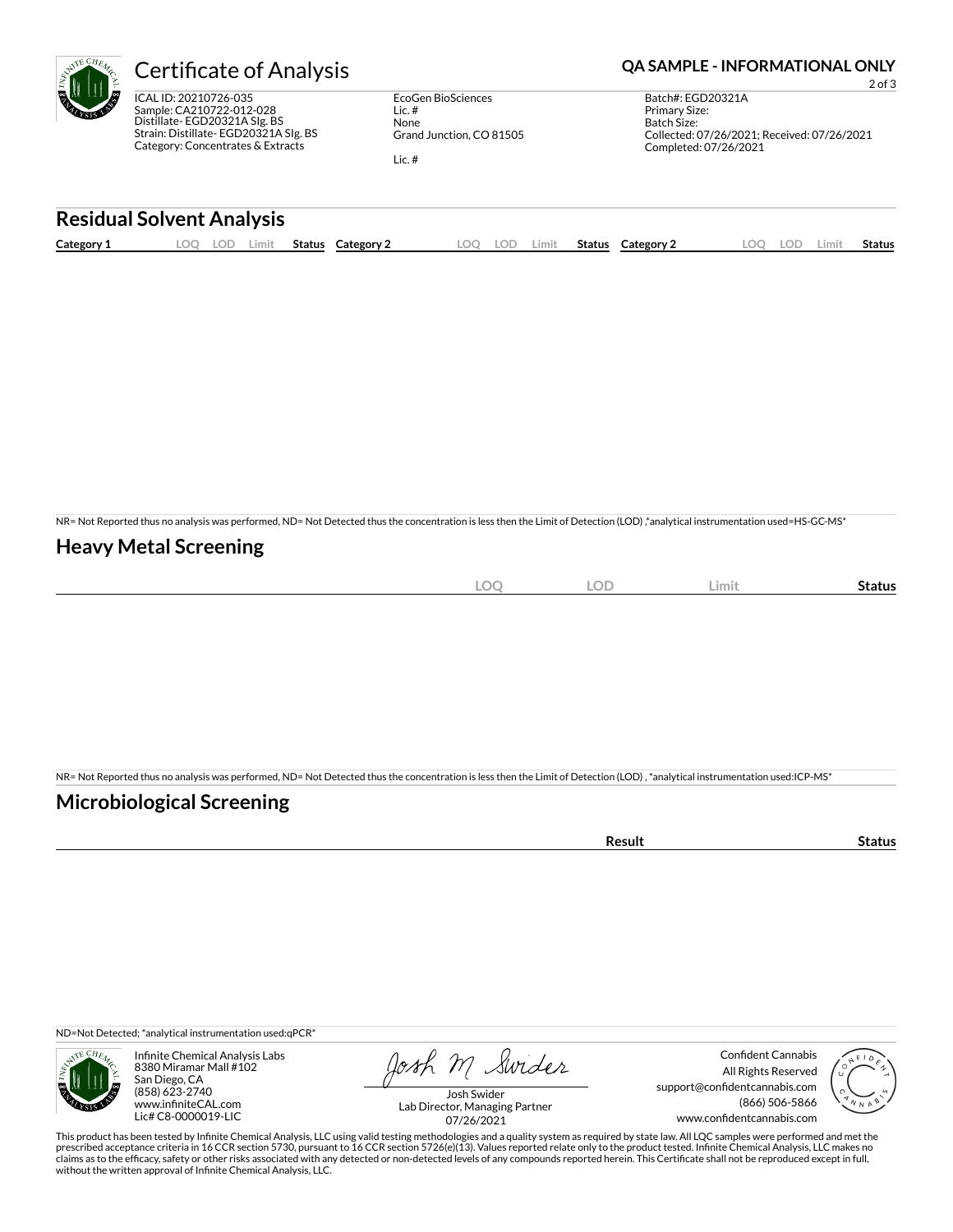# Certificate of Analysis

**QA SAMPLE - INFORMATIONAL ONLY**

ICAL ID: 20210726-035
Sample: CA210722-012-028
Distillate- EGD20321A Slg. BS
Strain: Distillate- EGD20321A Slg. BS
Category: Concentrates & Extracts

EcoGen BioSciences
Lic. #
None
Grand Junction, CO 81505

Lic. #

Batch#: EGD20321A
Primary Size:
Batch Size:
Collected: 07/26/2021; Received: 07/26/2021
Completed: 07/26/2021

## Residual Solvent Analysis

| Category 1 | LOQ | LOD | Limit | Status | Category 2 | LOQ | LOD | Limit | Status | Category 2 | LOQ | LOD | Limit | Status |
|---|---|---|---|---|---|---|---|---|---|---|---|---|---|---|

NR= Not Reported thus no analysis was performed, ND= Not Detected thus the concentration is less then the Limit of Detection (LOD) ,*analytical instrumentation used=HS-GC-MS*

## Heavy Metal Screening

| | LOQ | LOD | Limit | Status |
|---|---|---|---|---|

NR= Not Reported thus no analysis was performed, ND= Not Detected thus the concentration is less then the Limit of Detection (LOD) , *analytical instrumentation used:ICP-MS*

## Microbiological Screening

| | Result | Status |
|---|---|---|

ND=Not Detected; *analytical instrumentation used:qPCR*

Infinite Chemical Analysis Labs
8380 Miramar Mall #102
San Diego, CA
(858) 623-2740
www.infiniteCAL.com
Lic# C8-0000019-LIC

Josh Swider
Lab Director, Managing Partner
07/26/2021

Confident Cannabis
All Rights Reserved
support@confidentcannabis.com
(866) 506-5866
www.confidentcannabis.com

This product has been tested by Infinite Chemical Analysis, LLC using valid testing methodologies and a quality system as required by state law. All LQC samples were performed and met the prescribed acceptance criteria in 16 CCR section 5730, pursuant to 16 CCR section 5726(e)(13). Values reported relate only to the product tested. Infinite Chemical Analysis, LLC makes no claims as to the efficacy, safety or other risks associated with any detected or non-detected levels of any compounds reported herein. This Certificate shall not be reproduced except in full, without the written approval of Infinite Chemical Analysis, LLC.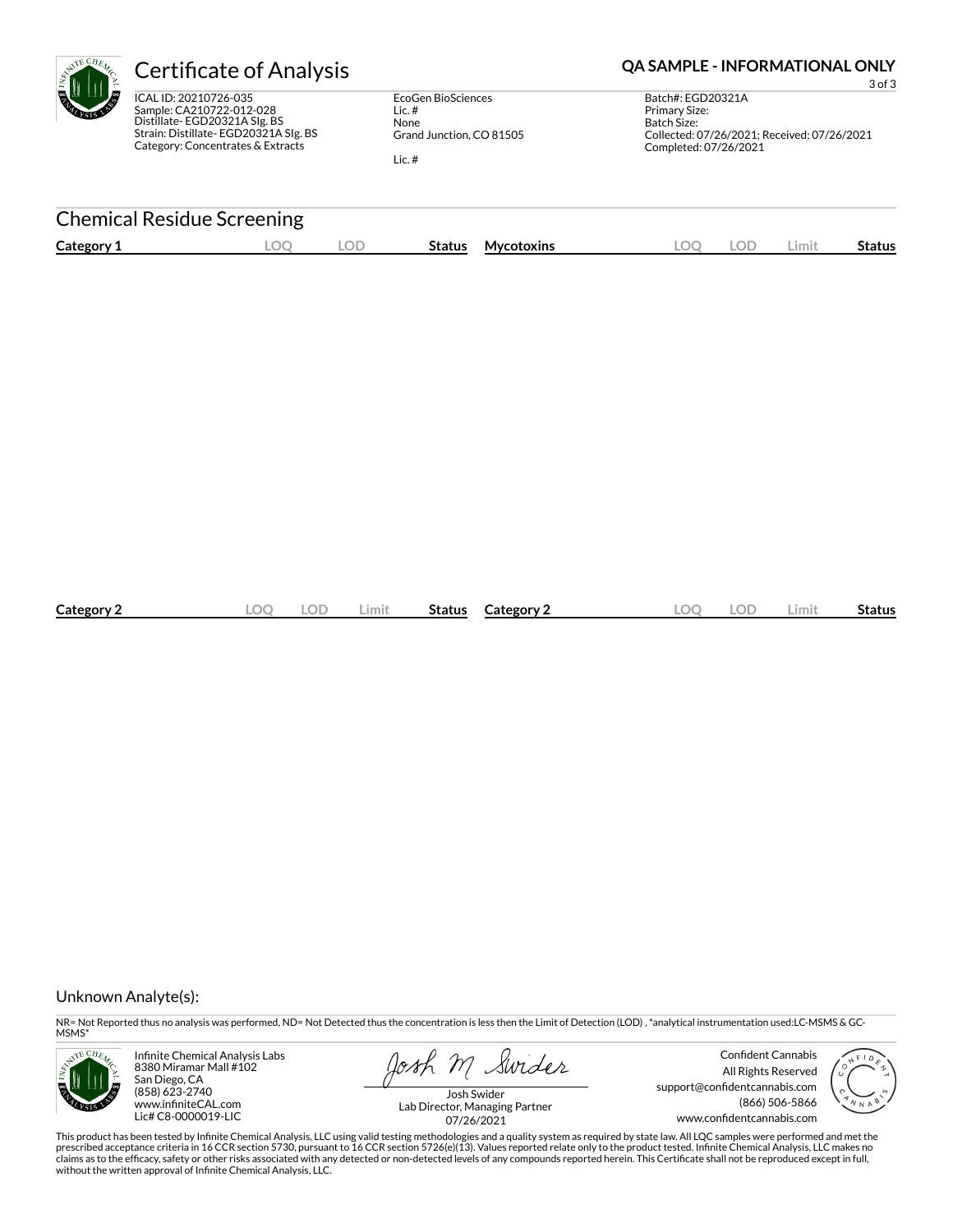# Certificate of Analysis

**QA SAMPLE - INFORMATIONAL ONLY**

ICAL ID: 20210726-035
Sample: CA210722-012-028
Distillate- EGD20321A Slg. BS
Strain: Distillate- EGD20321A Slg. BS
Category: Concentrates & Extracts

EcoGen BioSciences
Lic. #
None
Grand Junction, CO 81505

Lic. #

Batch#: EGD20321A
Primary Size:
Batch Size:
Collected: 07/26/2021; Received: 07/26/2021
Completed: 07/26/2021

## Chemical Residue Screening

| Category 1 | LOQ | LOD | Status |
|---|---|---|---|

| Mycotoxins | LOQ | LOD | Limit | Status |
|---|---|---|---|---|

| Category 2 | LOQ | LOD | Limit | Status |
|---|---|---|---|---|

| Category 2 | LOQ | LOD | Limit | Status |
|---|---|---|---|---|

Unknown Analyte(s):

NR= Not Reported thus no analysis was performed, ND= Not Detected thus the concentration is less then the Limit of Detection (LOD) , *analytical instrumentation used:LC-MSMS & GC-MSMS*

Infinite Chemical Analysis Labs
8380 Miramar Mall #102
San Diego, CA
(858) 623-2740
www.infiniteCAL.com
Lic# C8-0000019-LIC

Josh Swider
Lab Director, Managing Partner
07/26/2021

Confident Cannabis
All Rights Reserved
support@confidentcannabis.com
(866) 506-5866
www.confidentcannabis.com

This product has been tested by Infinite Chemical Analysis, LLC using valid testing methodologies and a quality system as required by state law. All LQC samples were performed and met the prescribed acceptance criteria in 16 CCR section 5730, pursuant to 16 CCR section 5726(e)(13). Values reported relate only to the product tested. Infinite Chemical Analysis, LLC makes no claims as to the efficacy, safety or other risks associated with any detected or non-detected levels of any compounds reported herein. This Certificate shall not be reproduced except in full, without the written approval of Infinite Chemical Analysis, LLC.